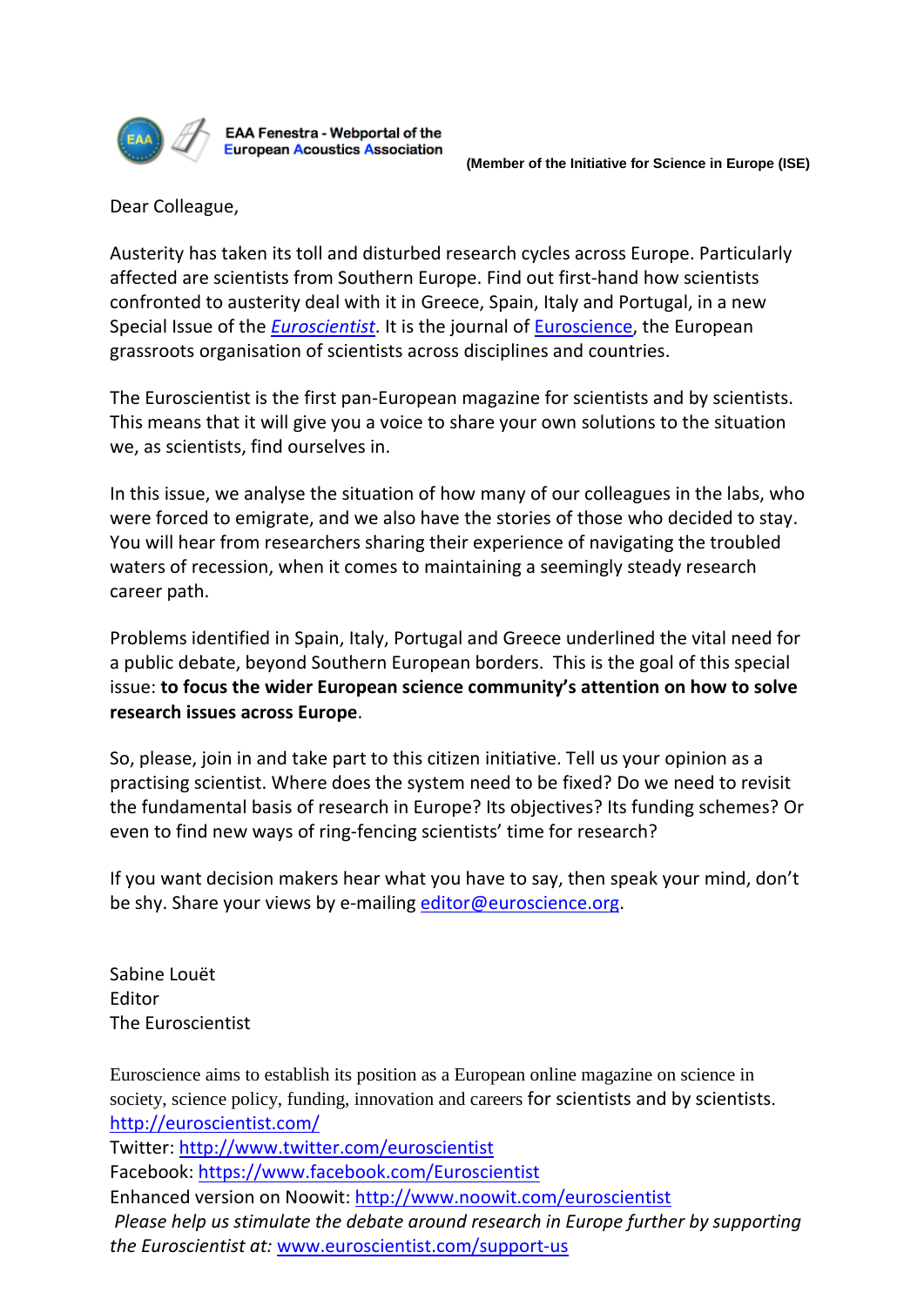EAA Fenestra - Webportal of the European Acoustics Association

**(Member of the Initiative for Science in Europe (ISE))**

Dear Colleague,

Austerity has taken its toll and disturbed research cycles across Europe. Particularly affected are scientists from Southern Europe. Find out first-hand how scientists confronted to austerity deal with it in Greece, Spain, Italy and Portugal, in a new Special Issue of the *Euroscientist*. It is the journal of Euroscience, the European grassroots organisation of scientists across disciplines and countries.

The Euroscientist is the first pan-European magazine for scientists and by scientists. This means that it will give you a voice to share your own solutions to the situation we, as scientists, find ourselves in.

In this issue, we analyse the situation of how many of our colleagues in the labs, who were forced to emigrate, and we also have the stories of those who decided to stay. You will hear from researchers sharing their experience of navigating the troubled waters of recession, when it comes to maintaining a seemingly steady research career path.

Problems identified in Spain, Italy, Portugal and Greece underlined the vital need for a public debate, beyond Southern European borders. This is the goal of this special issue: **to focus the wider European science community's attention on how to solve research issues across Europe**.

So, please, join in and take part to this citizen initiative. Tell us your opinion as a practising scientist. Where does the system need to be fixed? Do we need to revisit the fundamental basis of research in Europe? Its objectives? Its funding schemes? Or even to find new ways of ring-fencing scientists' time for research?

If you want decision makers hear what you have to say, then speak your mind, don't be shy. Share your views by e-mailing editor@euroscience.org.

Sabine Louët
Editor
The Euroscientist

Euroscience aims to establish its position as a European online magazine on science in society, science policy, funding, innovation and careers for scientists and by scientists.
http://euroscientist.com/
Twitter: http://www.twitter.com/euroscientist
Facebook: https://www.facebook.com/Euroscientist
Enhanced version on Noowit: http://www.noowit.com/euroscientist
*Please help us stimulate the debate around research in Europe further by supporting the Euroscientist at:* www.euroscientist.com/support-us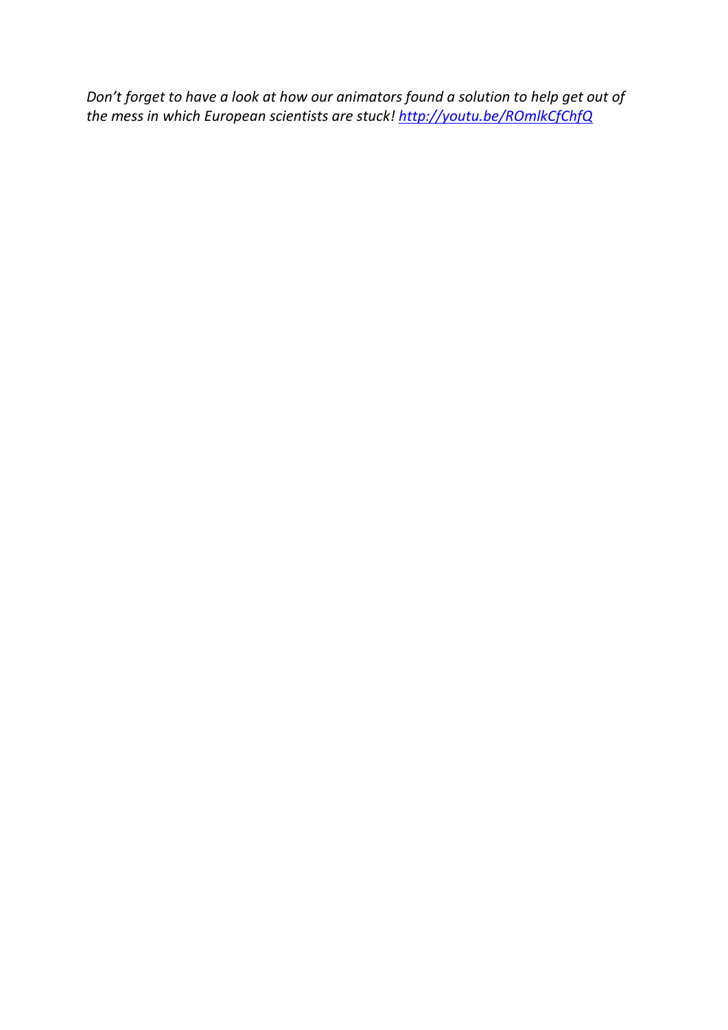*Don't forget to have a look at how our animators found a solution to help get out of the mess in which European scientists are stuck!* [*http://youtu.be/ROmlkCfChfQ*](http://youtu.be/ROmlkCfChfQ)